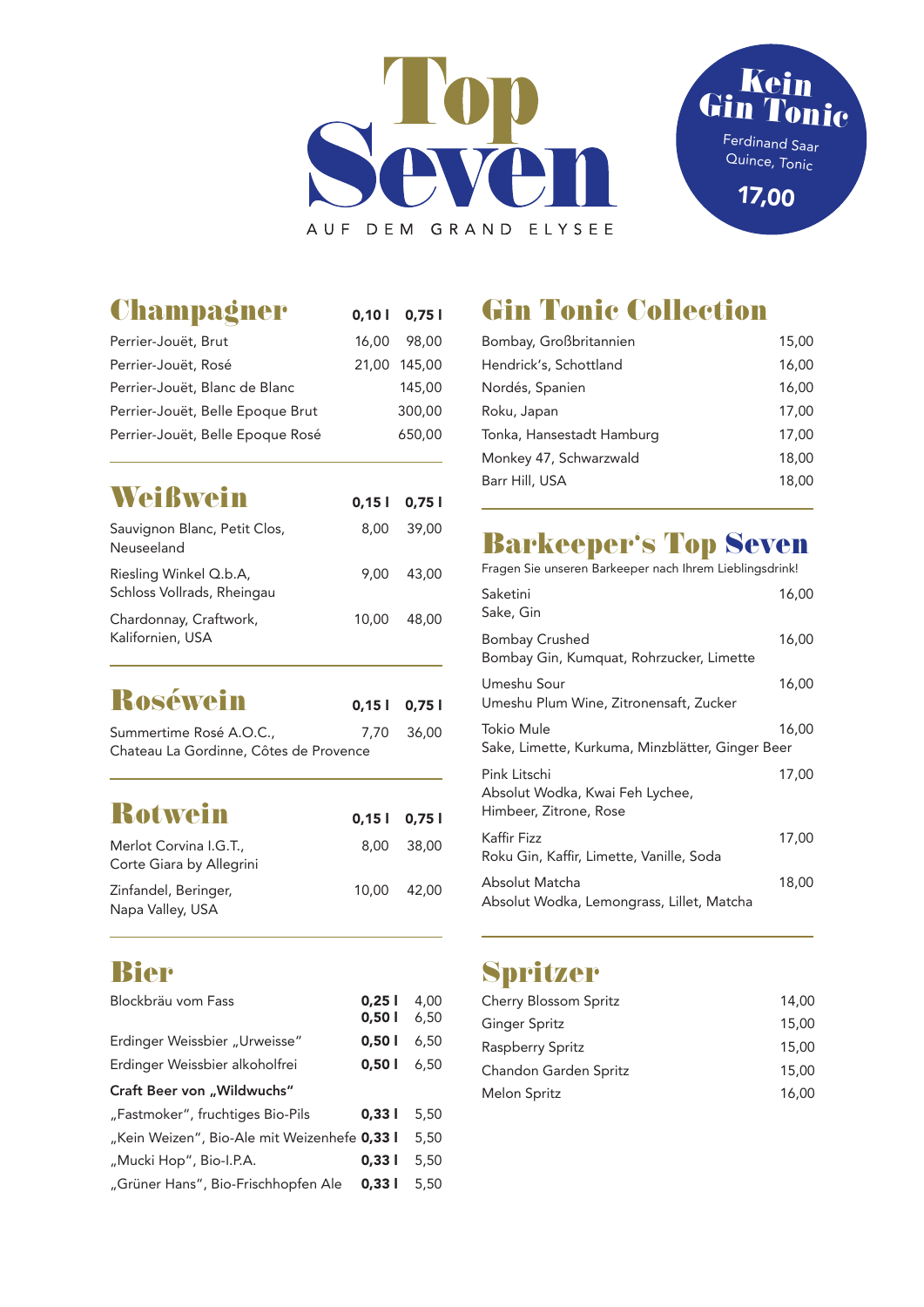# Top Seven

AUF DEM GRAND ELYSEE

**Kein Gin Tonic**

Ferdinand Saar Quince, Tonic

**17,00**

## Champagner

| | 0,10 l | 0,75 l |
|---|---|---|
| Perrier-Jouët, Brut | 16,00 | 98,00 |
| Perrier-Jouët, Rosé | 21,00 | 145,00 |
| Perrier-Jouët, Blanc de Blanc | | 145,00 |
| Perrier-Jouët, Belle Epoque Brut | | 300,00 |
| Perrier-Jouët, Belle Epoque Rosé | | 650,00 |

## Weißwein

| | 0,15 l | 0,75 l |
|---|---|---|
| Sauvignon Blanc, Petit Clos, Neuseeland | 8,00 | 39,00 |
| Riesling Winkel Q.b.A, Schloss Vollrads, Rheingau | 9,00 | 43,00 |
| Chardonnay, Craftwork, Kalifornien, USA | 10,00 | 48,00 |

## Roséwein

| | 0,15 l | 0,75 l |
|---|---|---|
| Summertime Rosé A.O.C., Chateau La Gordinne, Côtes de Provence | 7,70 | 36,00 |

## Rotwein

| | 0,15 l | 0,75 l |
|---|---|---|
| Merlot Corvina I.G.T., Corte Giara by Allegrini | 8,00 | 38,00 |
| Zinfandel, Beringer, Napa Valley, USA | 10,00 | 42,00 |

## Bier

| | | |
|---|---|---|
| Blockbräu vom Fass | **0,25 l** | 4,00 |
| | **0,50 l** | 6,50 |
| Erdinger Weissbier „Urweisse" | **0,50 l** | 6,50 |
| Erdinger Weissbier alkoholfrei | **0,50 l** | 6,50 |
| **Craft Beer von „Wildwuchs"** | | |
| „Fastmoker", fruchtiges Bio-Pils | **0,33 l** | 5,50 |
| „Kein Weizen", Bio-Ale mit Weizenhefe | **0,33 l** | 5,50 |
| „Mucki Hop", Bio-I.P.A. | **0,33 l** | 5,50 |
| „Grüner Hans", Bio-Frischhopfen Ale | **0,33 l** | 5,50 |

## Gin Tonic Collection

| | |
|---|---|
| Bombay, Großbritannien | 15,00 |
| Hendrick's, Schottland | 16,00 |
| Nordés, Spanien | 16,00 |
| Roku, Japan | 17,00 |
| Tonka, Hansestadt Hamburg | 17,00 |
| Monkey 47, Schwarzwald | 18,00 |
| Barr Hill, USA | 18,00 |

## Barkeeper's Top Seven

Fragen Sie unseren Barkeeper nach Ihrem Lieblingsdrink!

| | |
|---|---|
| Saketini<br>Sake, Gin | 16,00 |
| Bombay Crushed<br>Bombay Gin, Kumquat, Rohrzucker, Limette | 16,00 |
| Umeshu Sour<br>Umeshu Plum Wine, Zitronensaft, Zucker | 16,00 |
| Tokio Mule<br>Sake, Limette, Kurkuma, Minzblätter, Ginger Beer | 16,00 |
| Pink Litschi<br>Absolut Wodka, Kwai Feh Lychee, Himbeer, Zitrone, Rose | 17,00 |
| Kaffir Fizz<br>Roku Gin, Kaffir, Limette, Vanille, Soda | 17,00 |
| Absolut Matcha<br>Absolut Wodka, Lemongrass, Lillet, Matcha | 18,00 |

## Spritzer

| | |
|---|---|
| Cherry Blossom Spritz | 14,00 |
| Ginger Spritz | 15,00 |
| Raspberry Spritz | 15,00 |
| Chandon Garden Spritz | 15,00 |
| Melon Spritz | 16,00 |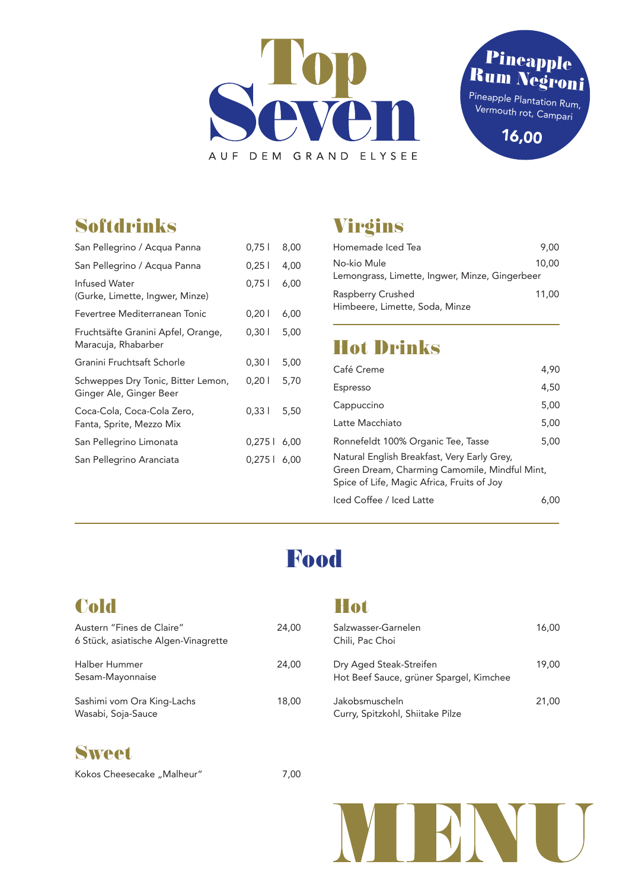# Top Seven

AUF DEM GRAND ELYSEE

**Pineapple Rum Negroni**
Pineapple Plantation Rum, Vermouth rot, Campari
**16,00**

## Softdrinks

| | | |
|---|---|---|
| San Pellegrino / Acqua Panna | 0,75 l | 8,00 |
| San Pellegrino / Acqua Panna | 0,25 l | 4,00 |
| Infused Water (Gurke, Limette, Ingwer, Minze) | 0,75 l | 6,00 |
| Fevertree Mediterranean Tonic | 0,20 l | 6,00 |
| Fruchtsäfte Granini Apfel, Orange, Maracuja, Rhabarber | 0,30 l | 5,00 |
| Granini Fruchtsaft Schorle | 0,30 l | 5,00 |
| Schweppes Dry Tonic, Bitter Lemon, Ginger Ale, Ginger Beer | 0,20 l | 5,70 |
| Coca-Cola, Coca-Cola Zero, Fanta, Sprite, Mezzo Mix | 0,33 l | 5,50 |
| San Pellegrino Limonata | 0,275 l | 6,00 |
| San Pellegrino Aranciata | 0,275 l | 6,00 |

## Virgins

| | |
|---|---|
| Homemade Iced Tea | 9,00 |
| No-kio Mule<br>Lemongrass, Limette, Ingwer, Minze, Gingerbeer | 10,00 |
| Raspberry Crushed<br>Himbeere, Limette, Soda, Minze | 11,00 |

## Hot Drinks

| | |
|---|---|
| Café Creme | 4,90 |
| Espresso | 4,50 |
| Cappuccino | 5,00 |
| Latte Macchiato | 5,00 |
| Ronnefeldt 100% Organic Tee, Tasse<br>Natural English Breakfast, Very Early Grey, Green Dream, Charming Camomile, Mindful Mint, Spice of Life, Magic Africa, Fruits of Joy | 5,00 |
| Iced Coffee / Iced Latte | 6,00 |

# Food

## Cold

| | |
|---|---|
| Austern "Fines de Claire"<br>6 Stück, asiatische Algen-Vinagrette | 24,00 |
| Halber Hummer<br>Sesam-Mayonnaise | 24,00 |
| Sashimi vom Ora King-Lachs<br>Wasabi, Soja-Sauce | 18,00 |

## Sweet

| | |
|---|---|
| Kokos Cheesecake „Malheur" | 7,00 |

## Hot

| | |
|---|---|
| Salzwasser-Garnelen<br>Chili, Pac Choi | 16,00 |
| Dry Aged Steak-Streifen<br>Hot Beef Sauce, grüner Spargel, Kimchee | 19,00 |
| Jakobsmuscheln<br>Curry, Spitzkohl, Shiitake Pilze | 21,00 |

# MENU